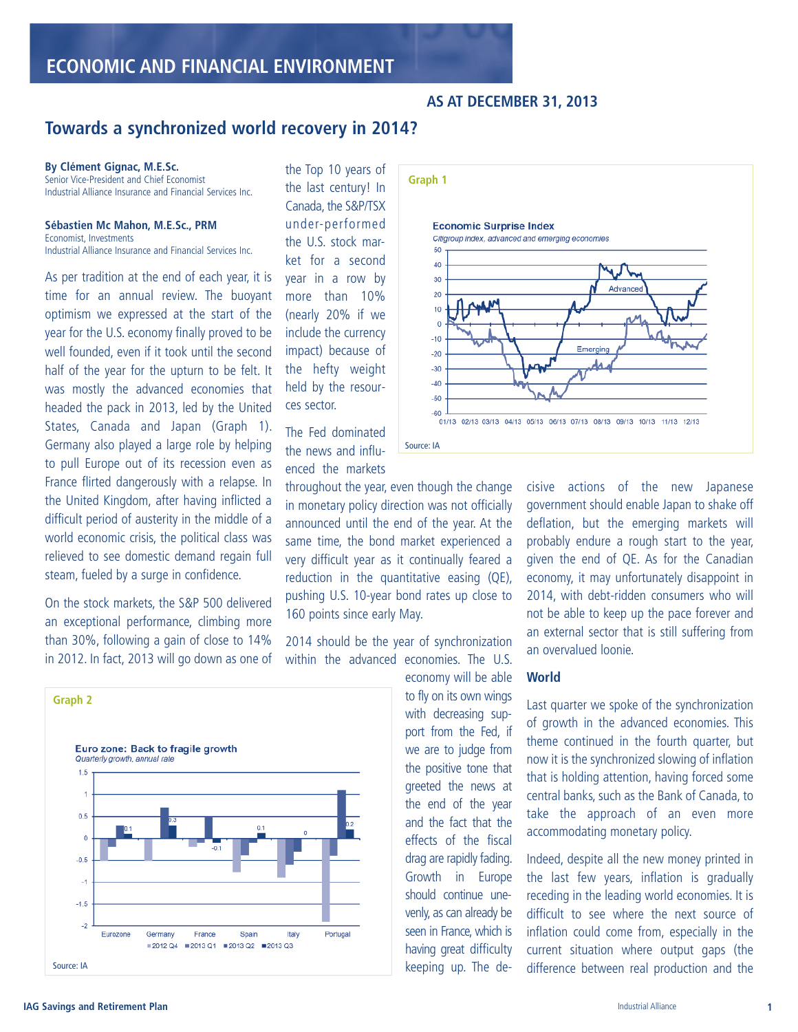# ECONOMIC AND FINANCIAL ENVIRONMENT

**AS AT DECEMBER 31, 2013**

## Towards a synchronized world recovery in 2014?

**By Clément Gignac, M.E.Sc.**
Senior Vice-President and Chief Economist
Industrial Alliance Insurance and Financial Services Inc.

**Sébastien Mc Mahon, M.E.Sc., PRM**
Economist, Investments
Industrial Alliance Insurance and Financial Services Inc.

As per tradition at the end of each year, it is time for an annual review. The buoyant optimism we expressed at the start of the year for the U.S. economy finally proved to be well founded, even if it took until the second half of the year for the upturn to be felt. It was mostly the advanced economies that headed the pack in 2013, led by the United States, Canada and Japan (Graph 1). Germany also played a large role by helping to pull Europe out of its recession even as France flirted dangerously with a relapse. In the United Kingdom, after having inflicted a difficult period of austerity in the middle of a world economic crisis, the political class was relieved to see domestic demand regain full steam, fueled by a surge in confidence.

On the stock markets, the S&P 500 delivered an exceptional performance, climbing more than 30%, following a gain of close to 14% in 2012. In fact, 2013 will go down as one of the Top 10 years of the last century! In Canada, the S&P/TSX under-performed the U.S. stock market for a second year in a row by more than 10% (nearly 20% if we include the currency impact) because of the hefty weight held by the resources sector.

**Graph 1**

**Economic Surprise Index**
*Citigroup index, advanced and emerging economies*

Source: IA

The Fed dominated the news and influenced the markets throughout the year, even though the change in monetary policy direction was not officially announced until the end of the year. At the same time, the bond market experienced a very difficult year as it continually feared a reduction in the quantitative easing (QE), pushing U.S. 10-year bond rates up close to 160 points since early May.

2014 should be the year of synchronization within the advanced economies. The U.S. economy will be able to fly on its own wings with decreasing support from the Fed, if we are to judge from the positive tone that greeted the news at the end of the year and the fact that the effects of the fiscal drag are rapidly fading. Growth in Europe should continue unevenly, as can already be seen in France, which is having great difficulty keeping up. The decisive actions of the new Japanese government should enable Japan to shake off deflation, but the emerging markets will probably endure a rough start to the year, given the end of QE. As for the Canadian economy, it may unfortunately disappoint in 2014, with debt-ridden consumers who will not be able to keep up the pace forever and an external sector that is still suffering from an overvalued loonie.

**Graph 2**

**Euro zone: Back to fragile growth**
*Quarterly growth, annual rate*

Source: IA

### World

Last quarter we spoke of the synchronization of growth in the advanced economies. This theme continued in the fourth quarter, but now it is the synchronized slowing of inflation that is holding attention, having forced some central banks, such as the Bank of Canada, to take the approach of an even more accommodating monetary policy.

Indeed, despite all the new money printed in the last few years, inflation is gradually receding in the leading world economies. It is difficult to see where the next source of inflation could come from, especially in the current situation where output gaps (the difference between real production and the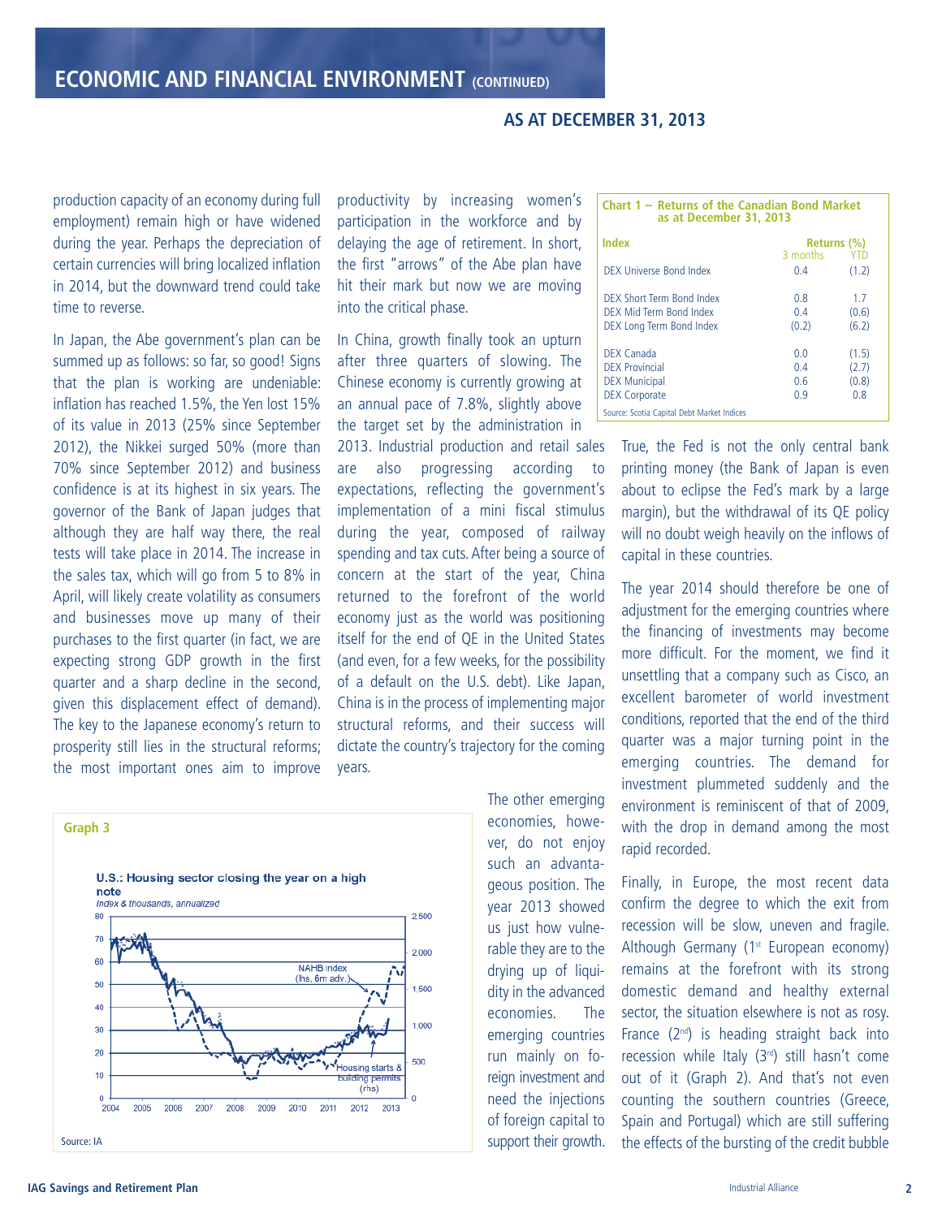## ECONOMIC AND FINANCIAL ENVIRONMENT (CONTINUED)

**AS AT DECEMBER 31, 2013**

production capacity of an economy during full employment) remain high or have widened during the year. Perhaps the depreciation of certain currencies will bring localized inflation in 2014, but the downward trend could take time to reverse.

In Japan, the Abe government's plan can be summed up as follows: so far, so good! Signs that the plan is working are undeniable: inflation has reached 1.5%, the Yen lost 15% of its value in 2013 (25% since September 2012), the Nikkei surged 50% (more than 70% since September 2012) and business confidence is at its highest in six years. The governor of the Bank of Japan judges that although they are half way there, the real tests will take place in 2014. The increase in the sales tax, which will go from 5 to 8% in April, will likely create volatility as consumers and businesses move up many of their purchases to the first quarter (in fact, we are expecting strong GDP growth in the first quarter and a sharp decline in the second, given this displacement effect of demand). The key to the Japanese economy's return to prosperity still lies in the structural reforms; the most important ones aim to improve productivity by increasing women's participation in the workforce and by delaying the age of retirement. In short, the first "arrows" of the Abe plan have hit their mark but now we are moving into the critical phase.

In China, growth finally took an upturn after three quarters of slowing. The Chinese economy is currently growing at an annual pace of 7.8%, slightly above the target set by the administration in 2013. Industrial production and retail sales are also progressing according to expectations, reflecting the government's implementation of a mini fiscal stimulus during the year, composed of railway spending and tax cuts. After being a source of concern at the start of the year, China returned to the forefront of the world economy just as the world was positioning itself for the end of QE in the United States (and even, for a few weeks, for the possibility of a default on the U.S. debt). Like Japan, China is in the process of implementing major structural reforms, and their success will dictate the country's trajectory for the coming years.

**Graph 3**

U.S.: Housing sector closing the year on a high note

*Index & thousands, annualized*

Source: IA

The other emerging economies, however, do not enjoy such an advantageous position. The year 2013 showed us just how vulnerable they are to the drying up of liquidity in the advanced economies. The emerging countries run mainly on foreign investment and need the injections of foreign capital to support their growth.

**Chart 1 – Returns of the Canadian Bond Market as at December 31, 2013**

| Index | Returns (%) 3 months | YTD |
|---|---|---|
| DEX Universe Bond Index | 0.4 | (1.2) |
| DEX Short Term Bond Index | 0.8 | 1.7 |
| DEX Mid Term Bond Index | 0.4 | (0.6) |
| DEX Long Term Bond Index | (0.2) | (6.2) |
| DEX Canada | 0.0 | (1.5) |
| DEX Provincial | 0.4 | (2.7) |
| DEX Municipal | 0.6 | (0.8) |
| DEX Corporate | 0.9 | 0.8 |

Source: Scotia Capital Debt Market Indices

True, the Fed is not the only central bank printing money (the Bank of Japan is even about to eclipse the Fed's mark by a large margin), but the withdrawal of its QE policy will no doubt weigh heavily on the inflows of capital in these countries.

The year 2014 should therefore be one of adjustment for the emerging countries where the financing of investments may become more difficult. For the moment, we find it unsettling that a company such as Cisco, an excellent barometer of world investment conditions, reported that the end of the third quarter was a major turning point in the emerging countries. The demand for investment plummeted suddenly and the environment is reminiscent of that of 2009, with the drop in demand among the most rapid recorded.

Finally, in Europe, the most recent data confirm the degree to which the exit from recession will be slow, uneven and fragile. Although Germany (1st European economy) remains at the forefront with its strong domestic demand and healthy external sector, the situation elsewhere is not as rosy. France (2nd) is heading straight back into recession while Italy (3rd) still hasn't come out of it (Graph 2). And that's not even counting the southern countries (Greece, Spain and Portugal) which are still suffering the effects of the bursting of the credit bubble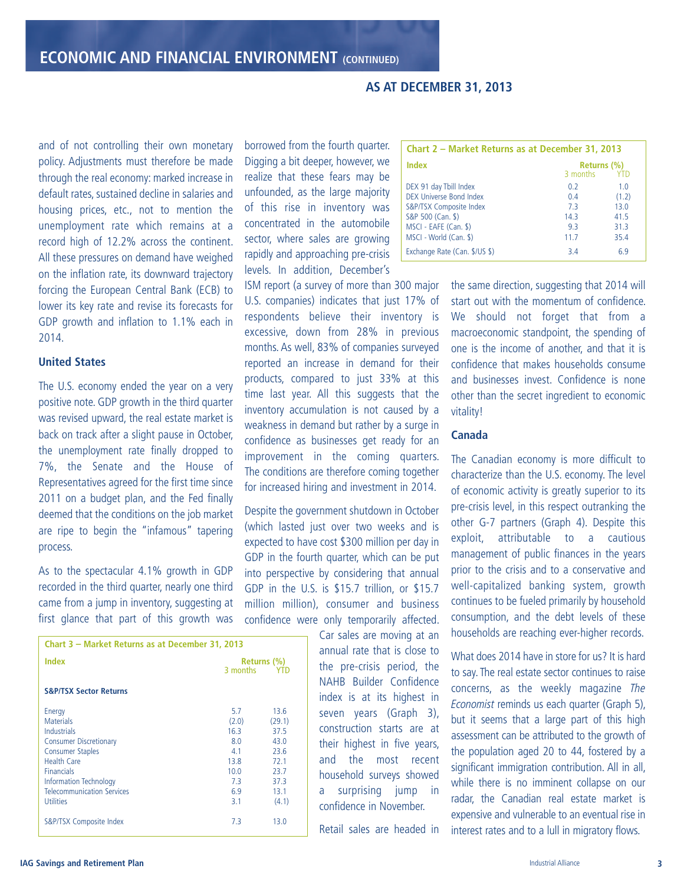# ECONOMIC AND FINANCIAL ENVIRONMENT (CONTINUED)

**AS AT DECEMBER 31, 2013**

and of not controlling their own monetary policy. Adjustments must therefore be made through the real economy: marked increase in default rates, sustained decline in salaries and housing prices, etc., not to mention the unemployment rate which remains at a record high of 12.2% across the continent. All these pressures on demand have weighed on the inflation rate, its downward trajectory forcing the European Central Bank (ECB) to lower its key rate and revise its forecasts for GDP growth and inflation to 1.1% each in 2014.

## United States

The U.S. economy ended the year on a very positive note. GDP growth in the third quarter was revised upward, the real estate market is back on track after a slight pause in October, the unemployment rate finally dropped to 7%, the Senate and the House of Representatives agreed for the first time since 2011 on a budget plan, and the Fed finally deemed that the conditions on the job market are ripe to begin the "infamous" tapering process.

As to the spectacular 4.1% growth in GDP recorded in the third quarter, nearly one third came from a jump in inventory, suggesting at first glance that part of this growth was borrowed from the fourth quarter. Digging a bit deeper, however, we realize that these fears may be unfounded, as the large majority of this rise in inventory was concentrated in the automobile sector, where sales are growing rapidly and approaching pre-crisis levels. In addition, December's ISM report (a survey of more than 300 major U.S. companies) indicates that just 17% of respondents believe their inventory is excessive, down from 28% in previous months. As well, 83% of companies surveyed reported an increase in demand for their products, compared to just 33% at this time last year. All this suggests that the inventory accumulation is not caused by a weakness in demand but rather by a surge in confidence as businesses get ready for an improvement in the coming quarters. The conditions are therefore coming together for increased hiring and investment in 2014.

Despite the government shutdown in October (which lasted just over two weeks and is expected to have cost $300 million per day in GDP in the fourth quarter, which can be put into perspective by considering that annual GDP in the U.S. is $15.7 trillion, or $15.7 million million), consumer and business confidence were only temporarily affected. Car sales are moving at an annual rate that is close to the pre-crisis period, the NAHB Builder Confidence index is at its highest in seven years (Graph 3), construction starts are at their highest in five years, and the most recent household surveys showed a surprising jump in confidence in November.

Retail sales are headed in the same direction, suggesting that 2014 will start out with the momentum of confidence. We should not forget that from a macroeconomic standpoint, the spending of one is the income of another, and that it is confidence that makes households consume and businesses invest. Confidence is none other than the secret ingredient to economic vitality!

**Chart 2 – Market Returns as at December 31, 2013**

| Index | Returns (%) 3 months | Returns (%) YTD |
|---|---|---|
| DEX 91 day Tbill Index | 0.2 | 1.0 |
| DEX Universe Bond Index | 0.4 | (1.2) |
| S&P/TSX Composite Index | 7.3 | 13.0 |
| S&P 500 (Can. $) | 14.3 | 41.5 |
| MSCI - EAFE (Can. $) | 9.3 | 31.3 |
| MSCI - World (Can. $) | 11.7 | 35.4 |
| Exchange Rate (Can. $/US $) | 3.4 | 6.9 |

**Chart 3 – Market Returns as at December 31, 2013**

| Index | Returns (%) 3 months | Returns (%) YTD |
|---|---|---|
| **S&P/TSX Sector Returns** | | |
| Energy | 5.7 | 13.6 |
| Materials | (2.0) | (29.1) |
| Industrials | 16.3 | 37.5 |
| Consumer Discretionary | 8.0 | 43.0 |
| Consumer Staples | 4.1 | 23.6 |
| Health Care | 13.8 | 72.1 |
| Financials | 10.0 | 23.7 |
| Information Technology | 7.3 | 37.3 |
| Telecommunication Services | 6.9 | 13.1 |
| Utilities | 3.1 | (4.1) |
| S&P/TSX Composite Index | 7.3 | 13.0 |

## Canada

The Canadian economy is more difficult to characterize than the U.S. economy. The level of economic activity is greatly superior to its pre-crisis level, in this respect outranking the other G-7 partners (Graph 4). Despite this exploit, attributable to a cautious management of public finances in the years prior to the crisis and to a conservative and well-capitalized banking system, growth continues to be fueled primarily by household consumption, and the debt levels of these households are reaching ever-higher records.

What does 2014 have in store for us? It is hard to say. The real estate sector continues to raise concerns, as the weekly magazine *The Economist* reminds us each quarter (Graph 5), but it seems that a large part of this high assessment can be attributed to the growth of the population aged 20 to 44, fostered by a significant immigration contribution. All in all, while there is no imminent collapse on our radar, the Canadian real estate market is expensive and vulnerable to an eventual rise in interest rates and to a lull in migratory flows.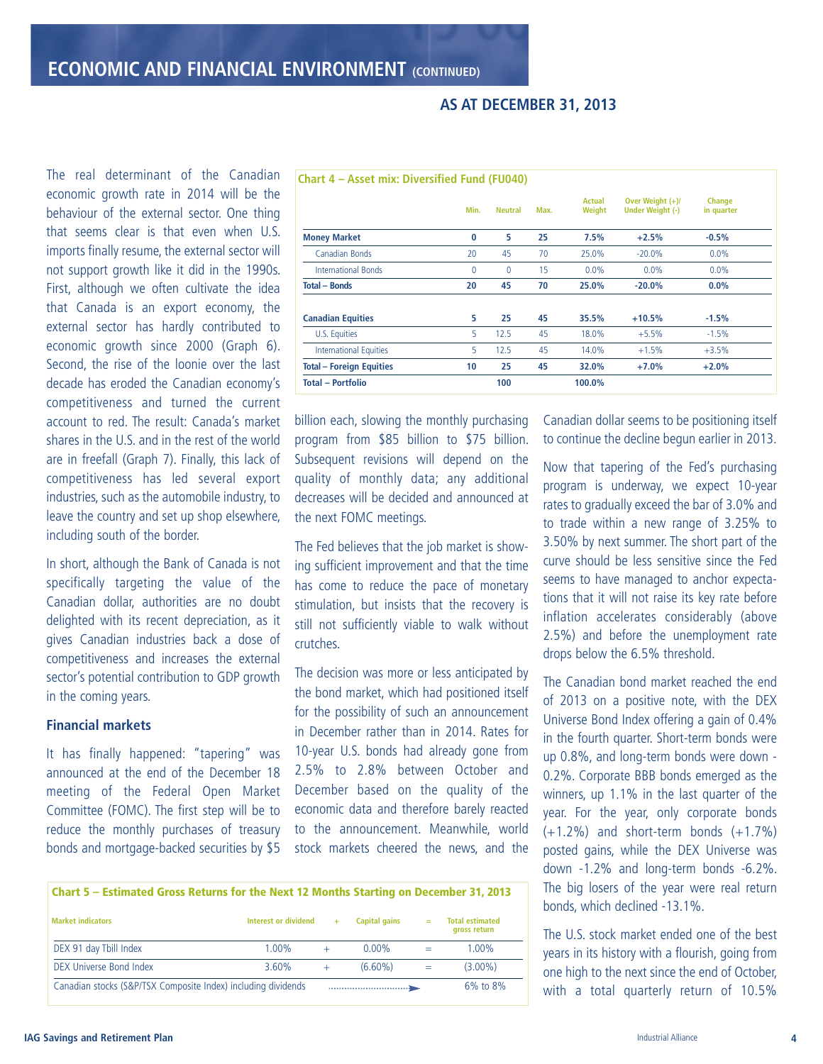## ECONOMIC AND FINANCIAL ENVIRONMENT (CONTINUED)

### AS AT DECEMBER 31, 2013

The real determinant of the Canadian economic growth rate in 2014 will be the behaviour of the external sector. One thing that seems clear is that even when U.S. imports finally resume, the external sector will not support growth like it did in the 1990s. First, although we often cultivate the idea that Canada is an export economy, the external sector has hardly contributed to economic growth since 2000 (Graph 6). Second, the rise of the loonie over the last decade has eroded the Canadian economy's competitiveness and turned the current account to red. The result: Canada's market shares in the U.S. and in the rest of the world are in freefall (Graph 7). Finally, this lack of competitiveness has led several export industries, such as the automobile industry, to leave the country and set up shop elsewhere, including south of the border.

In short, although the Bank of Canada is not specifically targeting the value of the Canadian dollar, authorities are no doubt delighted with its recent depreciation, as it gives Canadian industries back a dose of competitiveness and increases the external sector's potential contribution to GDP growth in the coming years.

**Chart 4 – Asset mix: Diversified Fund (FU040)**

| | Min. | Neutral | Max. | Actual Weight | Over Weight (+)/ Under Weight (-) | Change in quarter |
|---|---|---|---|---|---|---|
| **Money Market** | **0** | **5** | **25** | **7.5%** | **+2.5%** | **-0.5%** |
| Canadian Bonds | 20 | 45 | 70 | 25.0% | -20.0% | 0.0% |
| International Bonds | 0 | 0 | 15 | 0.0% | 0.0% | 0.0% |
| **Total – Bonds** | **20** | **45** | **70** | **25.0%** | **-20.0%** | **0.0%** |
| **Canadian Equities** | **5** | **25** | **45** | **35.5%** | **+10.5%** | **-1.5%** |
| U.S. Equities | 5 | 12.5 | 45 | 18.0% | +5.5% | -1.5% |
| International Equities | 5 | 12.5 | 45 | 14.0% | +1.5% | +3.5% |
| **Total – Foreign Equities** | **10** | **25** | **45** | **32.0%** | **+7.0%** | **+2.0%** |
| **Total – Portfolio** | | **100** | | **100.0%** | | |

### Financial markets

It has finally happened: "tapering" was announced at the end of the December 18 meeting of the Federal Open Market Committee (FOMC). The first step will be to reduce the monthly purchases of treasury bonds and mortgage-backed securities by $5 billion each, slowing the monthly purchasing program from $85 billion to $75 billion. Subsequent revisions will depend on the quality of monthly data; any additional decreases will be decided and announced at the next FOMC meetings.

The Fed believes that the job market is showing sufficient improvement and that the time has come to reduce the pace of monetary stimulation, but insists that the recovery is still not sufficiently viable to walk without crutches.

The decision was more or less anticipated by the bond market, which had positioned itself for the possibility of such an announcement in December rather than in 2014. Rates for 10-year U.S. bonds had already gone from 2.5% to 2.8% between October and December based on the quality of the economic data and therefore barely reacted to the announcement. Meanwhile, world stock markets cheered the news, and the Canadian dollar seems to be positioning itself to continue the decline begun earlier in 2013.

Now that tapering of the Fed's purchasing program is underway, we expect 10-year rates to gradually exceed the bar of 3.0% and to trade within a new range of 3.25% to 3.50% by next summer. The short part of the curve should be less sensitive since the Fed seems to have managed to anchor expectations that it will not raise its key rate before inflation accelerates considerably (above 2.5%) and before the unemployment rate drops below the 6.5% threshold.

The Canadian bond market reached the end of 2013 on a positive note, with the DEX Universe Bond Index offering a gain of 0.4% in the fourth quarter. Short-term bonds were up 0.8%, and long-term bonds were down -0.2%. Corporate BBB bonds emerged as the winners, up 1.1% in the last quarter of the year. For the year, only corporate bonds (+1.2%) and short-term bonds (+1.7%) posted gains, while the DEX Universe was down -1.2% and long-term bonds -6.2%. The big losers of the year were real return bonds, which declined -13.1%.

The U.S. stock market ended one of the best years in its history with a flourish, going from one high to the next since the end of October, with a total quarterly return of 10.5%

**Chart 5 – Estimated Gross Returns for the Next 12 Months Starting on December 31, 2013**

| Market indicators | Interest or dividend | + | Capital gains | = | Total estimated gross return |
|---|---|---|---|---|---|
| DEX 91 day Tbill Index | 1.00% | + | 0.00% | = | 1.00% |
| DEX Universe Bond Index | 3.60% | + | (6.60%) | = | (3.00%) |
| Canadian stocks (S&P/TSX Composite Index) including dividends | | | | → | 6% to 8% |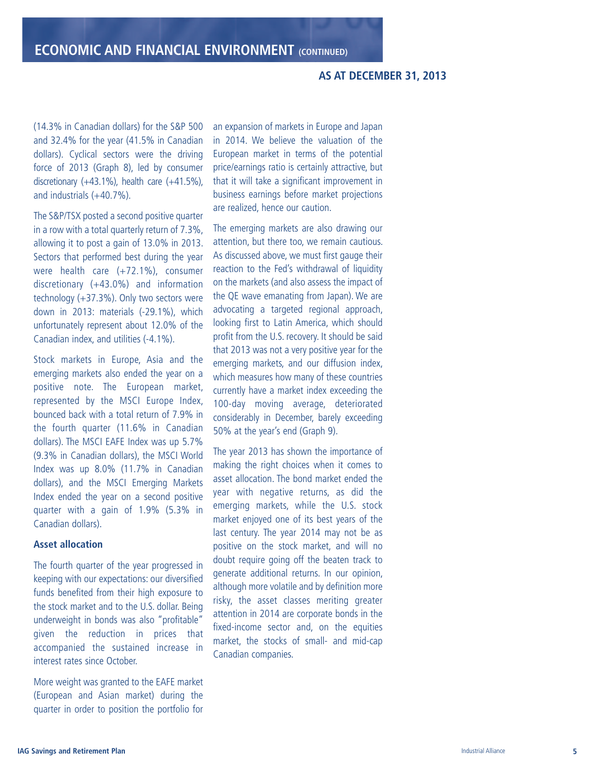(14.3% in Canadian dollars) for the S&P 500 and 32.4% for the year (41.5% in Canadian dollars). Cyclical sectors were the driving force of 2013 (Graph 8), led by consumer discretionary (+43.1%), health care (+41.5%), and industrials (+40.7%).

The S&P/TSX posted a second positive quarter in a row with a total quarterly return of 7.3%, allowing it to post a gain of 13.0% in 2013. Sectors that performed best during the year were health care (+72.1%), consumer discretionary (+43.0%) and information technology (+37.3%). Only two sectors were down in 2013: materials (-29.1%), which unfortunately represent about 12.0% of the Canadian index, and utilities (-4.1%).

Stock markets in Europe, Asia and the emerging markets also ended the year on a positive note. The European market, represented by the MSCI Europe Index, bounced back with a total return of 7.9% in the fourth quarter (11.6% in Canadian dollars). The MSCI EAFE Index was up 5.7% (9.3% in Canadian dollars), the MSCI World Index was up 8.0% (11.7% in Canadian dollars), and the MSCI Emerging Markets Index ended the year on a second positive quarter with a gain of 1.9% (5.3% in Canadian dollars).

### Asset allocation

The fourth quarter of the year progressed in keeping with our expectations: our diversified funds benefited from their high exposure to the stock market and to the U.S. dollar. Being underweight in bonds was also "profitable" given the reduction in prices that accompanied the sustained increase in interest rates since October.

More weight was granted to the EAFE market (European and Asian market) during the quarter in order to position the portfolio for an expansion of markets in Europe and Japan in 2014. We believe the valuation of the European market in terms of the potential price/earnings ratio is certainly attractive, but that it will take a significant improvement in business earnings before market projections are realized, hence our caution.

The emerging markets are also drawing our attention, but there too, we remain cautious. As discussed above, we must first gauge their reaction to the Fed's withdrawal of liquidity on the markets (and also assess the impact of the QE wave emanating from Japan). We are advocating a targeted regional approach, looking first to Latin America, which should profit from the U.S. recovery. It should be said that 2013 was not a very positive year for the emerging markets, and our diffusion index, which measures how many of these countries currently have a market index exceeding the 100-day moving average, deteriorated considerably in December, barely exceeding 50% at the year's end (Graph 9).

The year 2013 has shown the importance of making the right choices when it comes to asset allocation. The bond market ended the year with negative returns, as did the emerging markets, while the U.S. stock market enjoyed one of its best years of the last century. The year 2014 may not be as positive on the stock market, and will no doubt require going off the beaten track to generate additional returns. In our opinion, although more volatile and by definition more risky, the asset classes meriting greater attention in 2014 are corporate bonds in the fixed-income sector and, on the equities market, the stocks of small- and mid-cap Canadian companies.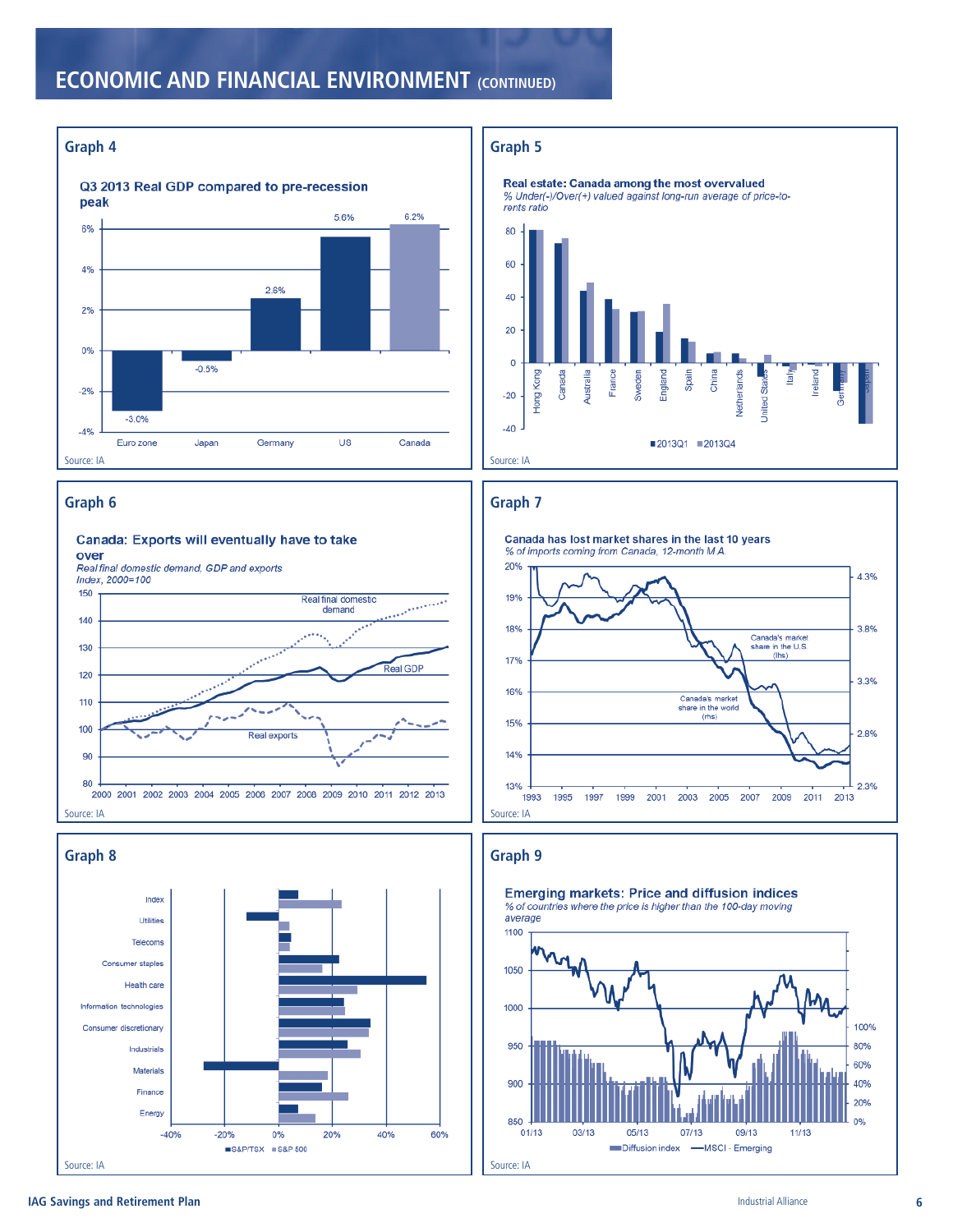# ECONOMIC AND FINANCIAL ENVIRONMENT (CONTINUED)

## Graph 4

Q3 2013 Real GDP compared to pre-recession peak

6%
4%
2%
0%
-2%
-4%

-3.0%
-0.5%
2.6%
5.6%
6.2%

Euro zone
Japan
Germany
US
Canada

Source: IA

## Graph 5

Real estate: Canada among the most overvalued

*% Under(-)/Over(+) valued against long-run average of price-to-rents ratio*

80
60
40
20
0
-20
-40

Hong Kong
Canada
Australia
France
Sweden
England
Spain
China
Netherlands
United States
Italy
Ireland
Germany
Japan

2013Q1
2013Q4

Source: IA

## Graph 6

Canada: Exports will eventually have to take over

*Real final domestic demand, GDP and exports*

*Index, 2000=100*

150
140
130
120
110
100
90
80

Real final domestic demand
Real GDP
Real exports

2000 2001 2002 2003 2004 2005 2006 2007 2008 2009 2010 2011 2012 2013

Source: IA

## Graph 7

Canada has lost market shares in the last 10 years

*% of imports coming from Canada, 12-month M.A.*

20%
19%
18%
17%
16%
15%
14%
13%

4.3%
3.8%
3.3%
2.8%
2.3%

Canada's market share in the U.S. (lhs)
Canada's market share in the world (rhs)

1993 1995 1997 1999 2001 2003 2005 2007 2009 2011 2013

Source: IA

## Graph 8

Index
Utilities
Telecoms
Consumer staples
Health care
Information technologies
Consumer discretionary
Industrials
Materials
Finance
Energy

-40%
-20%
0%
20%
40%
60%

S&P/TSX
S&P 500

Source: IA

## Graph 9

Emerging markets: Price and diffusion indices

*% of countries where the price is higher than the 100-day moving average*

1100
1050
1000
950
900
850

100%
80%
60%
40%
20%
0%

01/13
03/13
05/13
07/13
09/13
11/13

Diffusion index
MSCI - Emerging

Source: IA